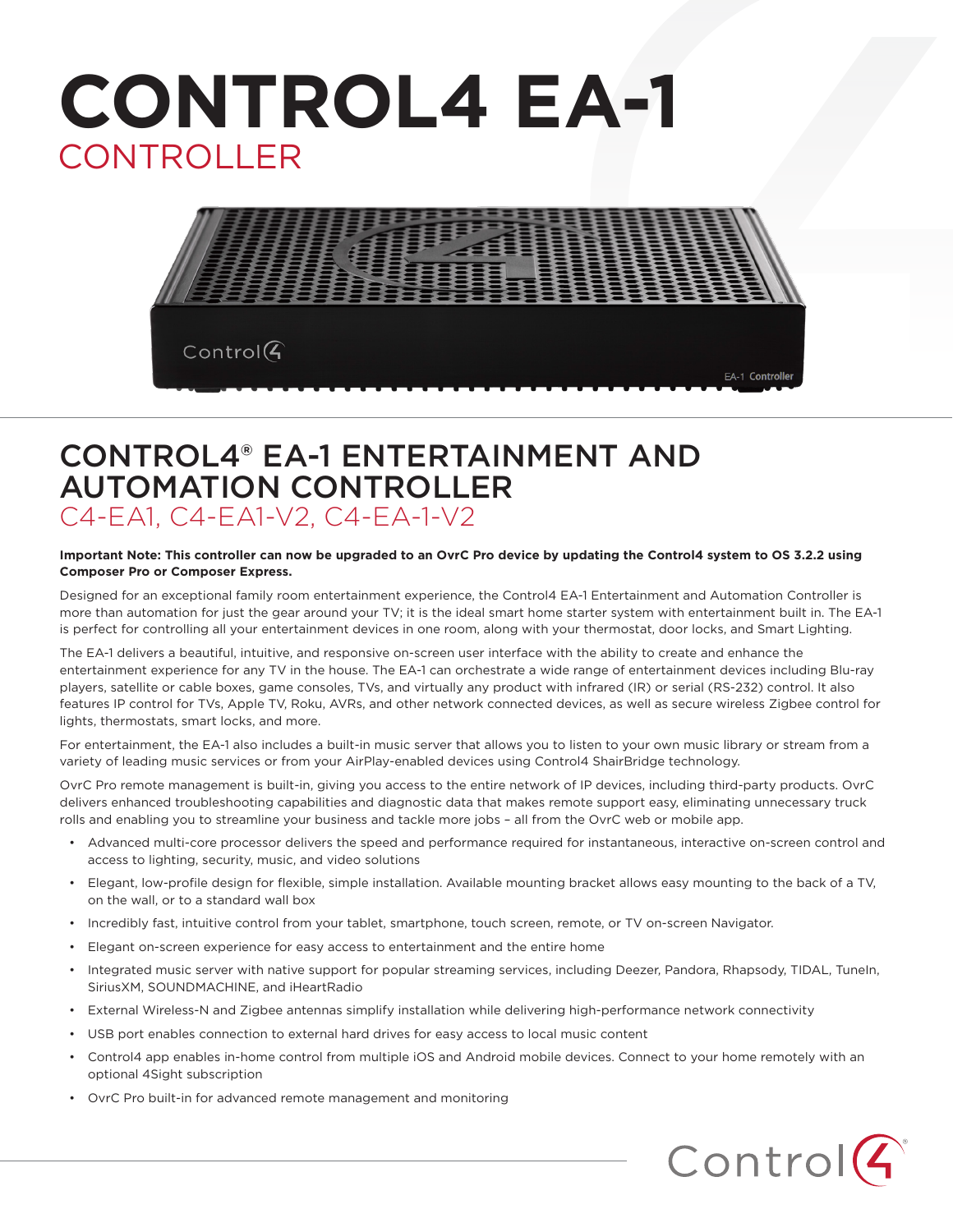# CONTROL4 EA-1

## CONTROLLER

## CONTROL4® EA-1 ENTERTAINMENT AND AUTOMATION CONTROLLER

### C4-EA1, C4-EA1-V2, C4-EA-1-V2

**Important Note: This controller can now be upgraded to an OvrC Pro device by updating the Control4 system to OS 3.2.2 using Composer Pro or Composer Express.**

Designed for an exceptional family room entertainment experience, the Control4 EA-1 Entertainment and Automation Controller is more than automation for just the gear around your TV; it is the ideal smart home starter system with entertainment built in. The EA-1 is perfect for controlling all your entertainment devices in one room, along with your thermostat, door locks, and Smart Lighting.

The EA-1 delivers a beautiful, intuitive, and responsive on-screen user interface with the ability to create and enhance the entertainment experience for any TV in the house. The EA-1 can orchestrate a wide range of entertainment devices including Blu-ray players, satellite or cable boxes, game consoles, TVs, and virtually any product with infrared (IR) or serial (RS-232) control. It also features IP control for TVs, Apple TV, Roku, AVRs, and other network connected devices, as well as secure wireless Zigbee control for lights, thermostats, smart locks, and more.

For entertainment, the EA-1 also includes a built-in music server that allows you to listen to your own music library or stream from a variety of leading music services or from your AirPlay-enabled devices using Control4 ShairBridge technology.

OvrC Pro remote management is built-in, giving you access to the entire network of IP devices, including third-party products. OvrC delivers enhanced troubleshooting capabilities and diagnostic data that makes remote support easy, eliminating unnecessary truck rolls and enabling you to streamline your business and tackle more jobs – all from the OvrC web or mobile app.

- Advanced multi-core processor delivers the speed and performance required for instantaneous, interactive on-screen control and access to lighting, security, music, and video solutions
- Elegant, low-profile design for flexible, simple installation. Available mounting bracket allows easy mounting to the back of a TV, on the wall, or to a standard wall box
- Incredibly fast, intuitive control from your tablet, smartphone, touch screen, remote, or TV on-screen Navigator.
- Elegant on-screen experience for easy access to entertainment and the entire home
- Integrated music server with native support for popular streaming services, including Deezer, Pandora, Rhapsody, TIDAL, TuneIn, SiriusXM, SOUNDMACHINE, and iHeartRadio
- External Wireless-N and Zigbee antennas simplify installation while delivering high-performance network connectivity
- USB port enables connection to external hard drives for easy access to local music content
- Control4 app enables in-home control from multiple iOS and Android mobile devices. Connect to your home remotely with an optional 4Sight subscription
- OvrC Pro built-in for advanced remote management and monitoring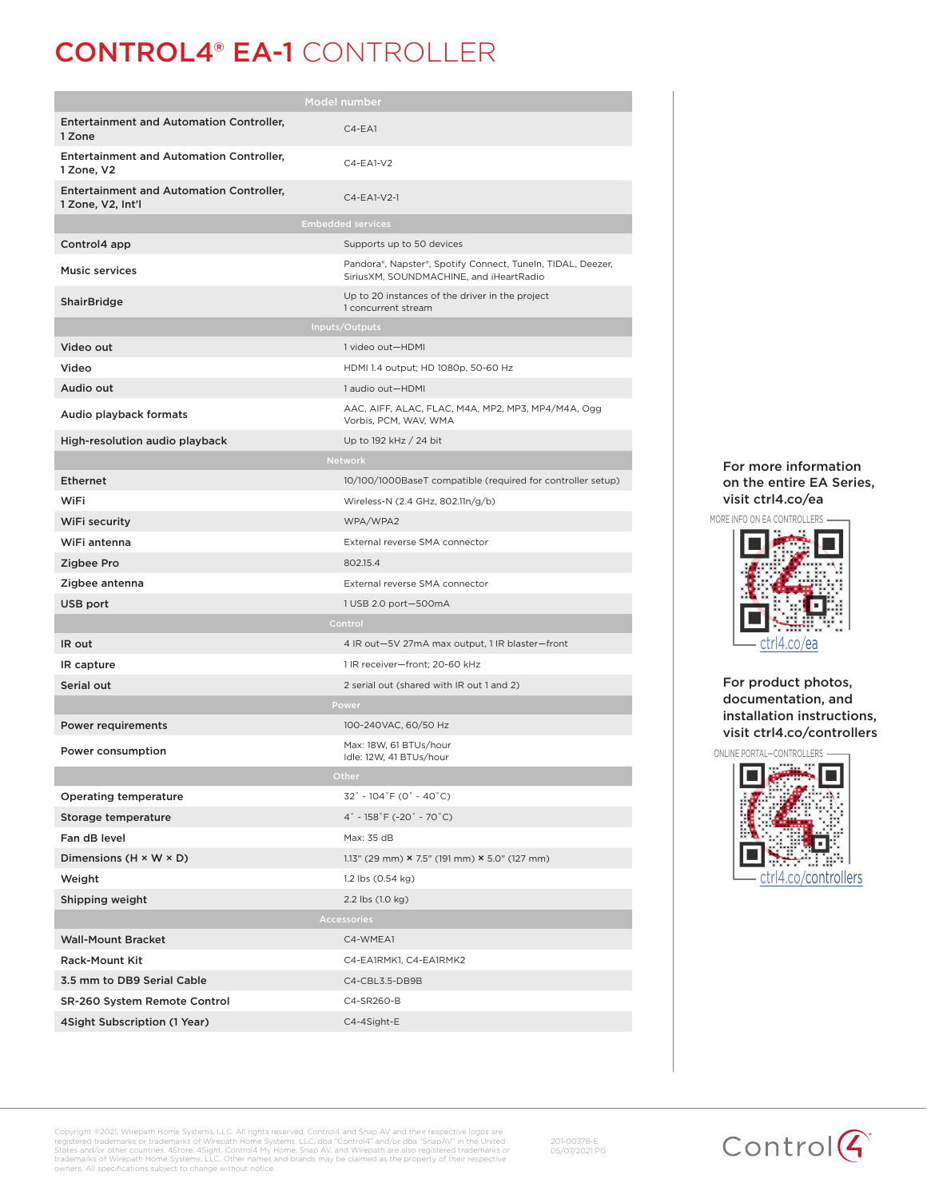# CONTROL4® EA-1 CONTROLLER

| Model number | |
|---|---|
| Entertainment and Automation Controller, 1 Zone | C4-EA1 |
| Entertainment and Automation Controller, 1 Zone, V2 | C4-EA1-V2 |
| Entertainment and Automation Controller, 1 Zone, V2, Int'l | C4-EA1-V2-1 |
| **Embedded services** | |
| Control4 app | Supports up to 50 devices |
| Music services | Pandora®, Napster®, Spotify Connect, TuneIn, TIDAL, Deezer, SiriusXM, SOUNDMACHINE, and iHeartRadio |
| ShairBridge | Up to 20 instances of the driver in the project<br>1 concurrent stream |
| **Inputs/Outputs** | |
| Video out | 1 video out—HDMI |
| Video | HDMI 1.4 output; HD 1080p, 50-60 Hz |
| Audio out | 1 audio out—HDMI |
| Audio playback formats | AAC, AIFF, ALAC, FLAC, M4A, MP2, MP3, MP4/M4A, Ogg Vorbis, PCM, WAV, WMA |
| High-resolution audio playback | Up to 192 kHz / 24 bit |
| **Network** | |
| Ethernet | 10/100/1000BaseT compatible (required for controller setup) |
| WiFi | Wireless-N (2.4 GHz, 802.11n/g/b) |
| WiFi security | WPA/WPA2 |
| WiFi antenna | External reverse SMA connector |
| Zigbee Pro | 802.15.4 |
| Zigbee antenna | External reverse SMA connector |
| USB port | 1 USB 2.0 port—500mA |
| **Control** | |
| IR out | 4 IR out—5V 27mA max output, 1 IR blaster—front |
| IR capture | 1 IR receiver—front; 20-60 kHz |
| Serial out | 2 serial out (shared with IR out 1 and 2) |
| **Power** | |
| Power requirements | 100-240VAC, 60/50 Hz |
| Power consumption | Max: 18W, 61 BTUs/hour<br>Idle: 12W, 41 BTUs/hour |
| **Other** | |
| Operating temperature | 32˚ - 104˚F (0˚ - 40˚C) |
| Storage temperature | 4˚ - 158˚F (-20˚ - 70˚C) |
| Fan dB level | Max: 35 dB |
| Dimensions (H × W × D) | 1.13" (29 mm) × 7.5" (191 mm) × 5.0" (127 mm) |
| Weight | 1.2 lbs (0.54 kg) |
| Shipping weight | 2.2 lbs (1.0 kg) |
| **Accessories** | |
| Wall-Mount Bracket | C4-WMEA1 |
| Rack-Mount Kit | C4-EA1RMK1, C4-EA1RMK2 |
| 3.5 mm to DB9 Serial Cable | C4-CBL3.5-DB9B |
| SR-260 System Remote Control | C4-SR260-B |
| 4Sight Subscription (1 Year) | C4-4Sight-E |

**For more information on the entire EA Series, visit ctrl4.co/ea**

MORE INFO ON EA CONTROLLERS

ctrl4.co/ea

**For product photos, documentation, and installation instructions, visit ctrl4.co/controllers**

ONLINE PORTAL—CONTROLLERS

ctrl4.co/controllers

Copyright ©2021, Wirepath Home Systems, LLC. All rights reserved. Control4 and Snap AV and their respective logos are registered trademarks or trademarks of Wirepath Home Systems, LLC, dba "Control4" and/or dba "SnapAV" in the United States and/or other countries. 4Store, 4Sight, Control4 My Home, Snap AV, and Wirepath are also registered trademarks or trademarks of Wirepath Home Systems, LLC. Other names and brands may be claimed as the property of their respective owners. All specifications subject to change without notice.

201-00378-E
05/07/2021 PG

Control4